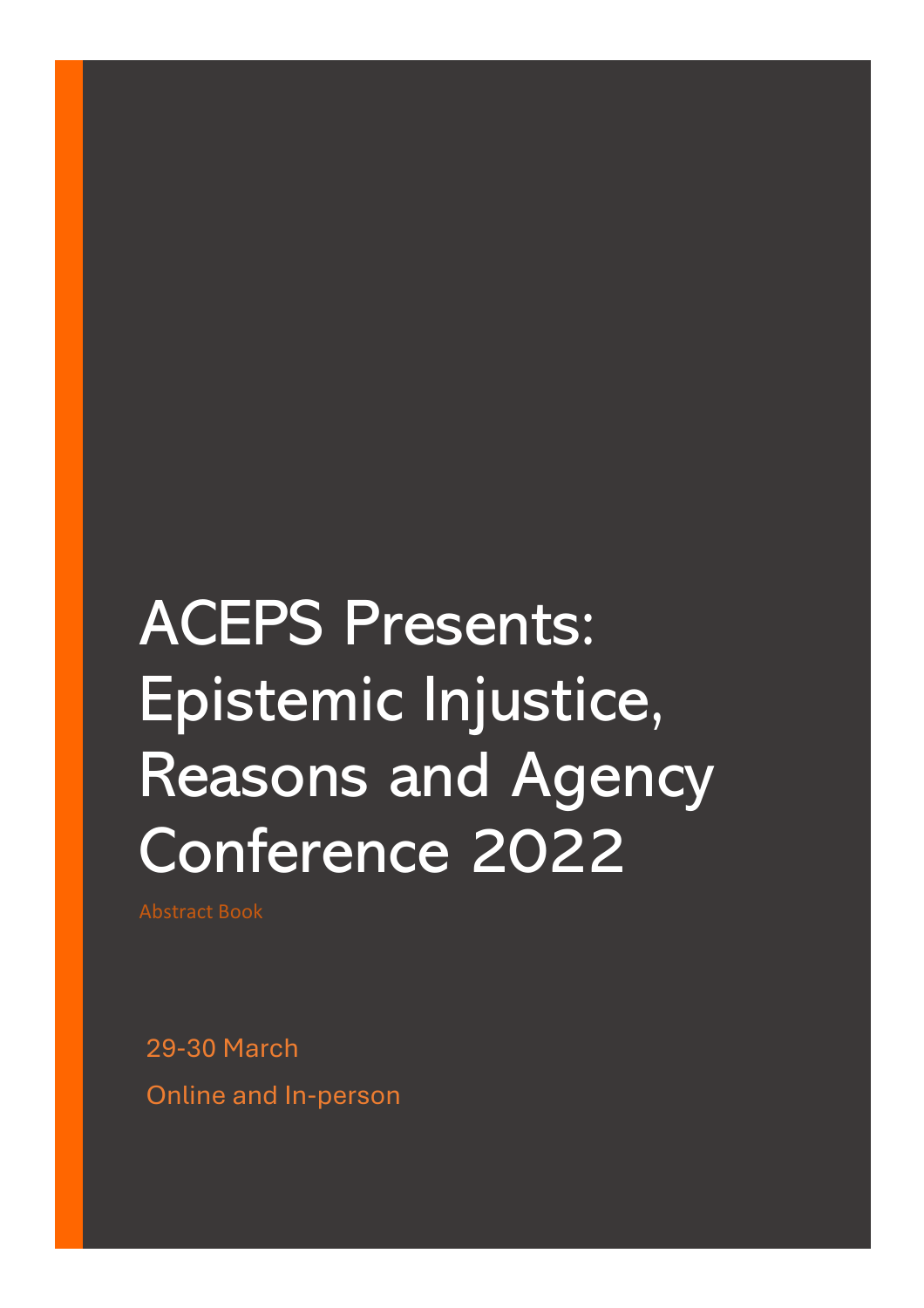# ACEPS Presents: Epistemic Injustice, Reasons and Agency Conference 2022

Abstract Book

29-30 March

Online and In-person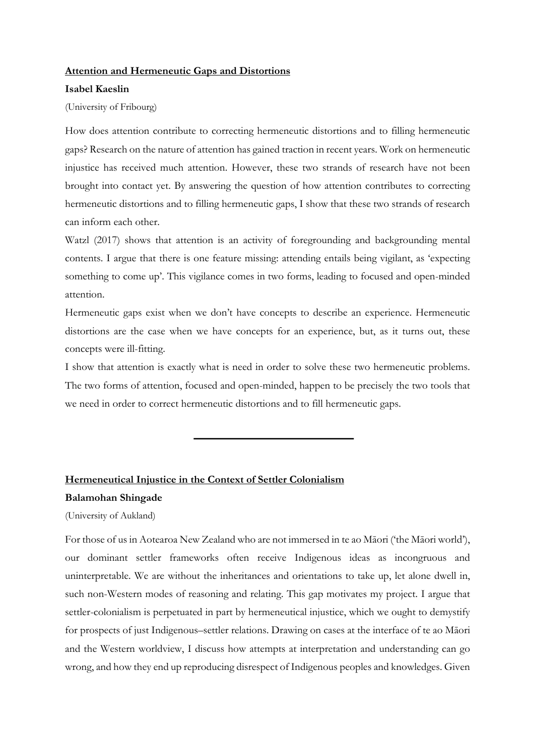## Attention and Hermeneutic Gaps and Distortions

**Isabel Kaeslin**

(University of Fribourg)

How does attention contribute to correcting hermeneutic distortions and to filling hermeneutic gaps? Research on the nature of attention has gained traction in recent years. Work on hermeneutic injustice has received much attention. However, these two strands of research have not been brought into contact yet. By answering the question of how attention contributes to correcting hermeneutic distortions and to filling hermeneutic gaps, I show that these two strands of research can inform each other.

Watzl (2017) shows that attention is an activity of foregrounding and backgrounding mental contents. I argue that there is one feature missing: attending entails being vigilant, as 'expecting something to come up'. This vigilance comes in two forms, leading to focused and open-minded attention.

Hermeneutic gaps exist when we don't have concepts to describe an experience. Hermeneutic distortions are the case when we have concepts for an experience, but, as it turns out, these concepts were ill-fitting.

I show that attention is exactly what is need in order to solve these two hermeneutic problems. The two forms of attention, focused and open-minded, happen to be precisely the two tools that we need in order to correct hermeneutic distortions and to fill hermeneutic gaps.

---

## Hermeneutical Injustice in the Context of Settler Colonialism

**Balamohan Shingade**

(University of Aukland)

For those of us in Aotearoa New Zealand who are not immersed in te ao Māori ('the Māori world'), our dominant settler frameworks often receive Indigenous ideas as incongruous and uninterpretable. We are without the inheritances and orientations to take up, let alone dwell in, such non-Western modes of reasoning and relating. This gap motivates my project. I argue that settler-colonialism is perpetuated in part by hermeneutical injustice, which we ought to demystify for prospects of just Indigenous–settler relations. Drawing on cases at the interface of te ao Māori and the Western worldview, I discuss how attempts at interpretation and understanding can go wrong, and how they end up reproducing disrespect of Indigenous peoples and knowledges. Given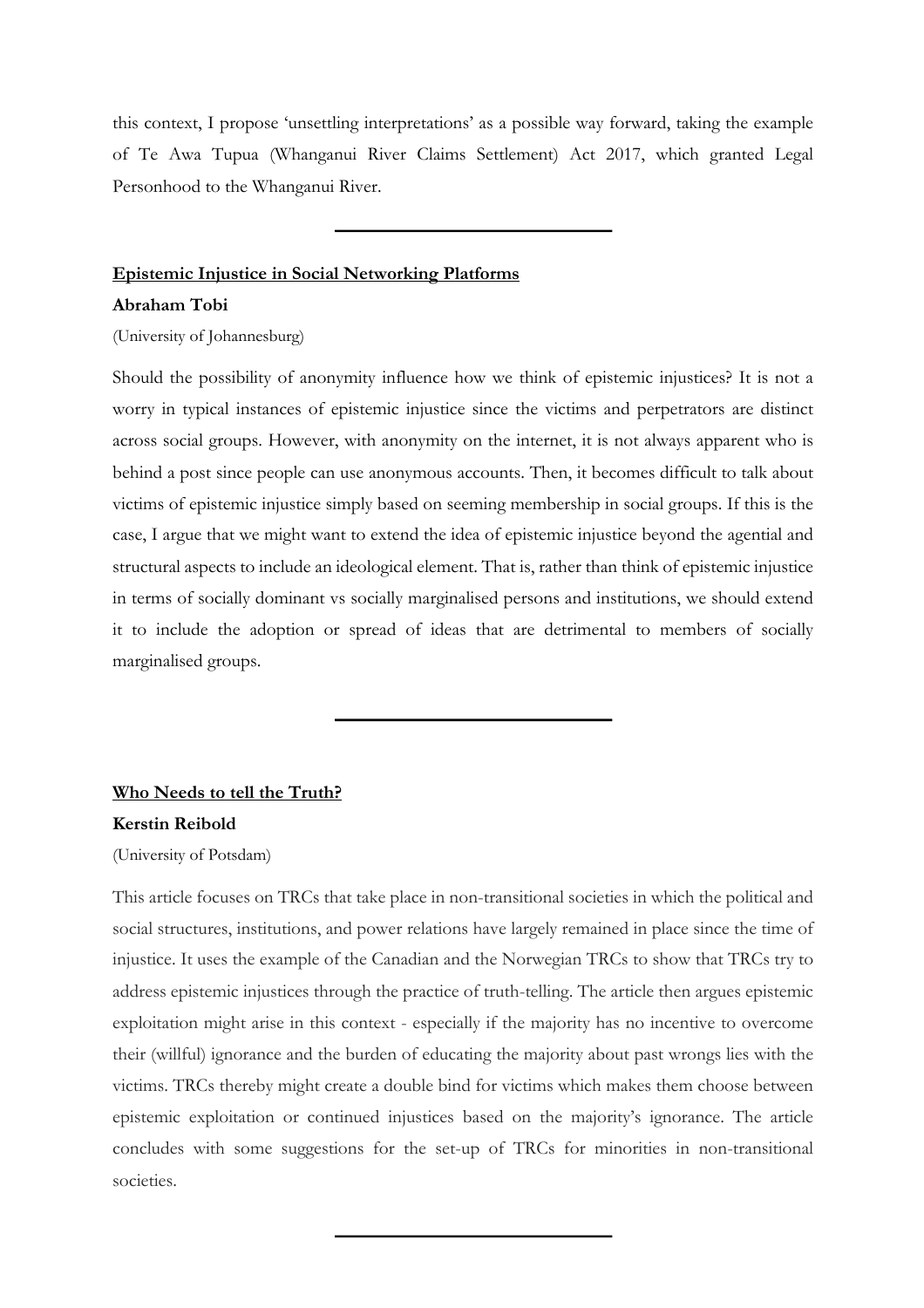this context, I propose 'unsettling interpretations' as a possible way forward, taking the example of Te Awa Tupua (Whanganui River Claims Settlement) Act 2017, which granted Legal Personhood to the Whanganui River.

---

## Epistemic Injustice in Social Networking Platforms

**Abraham Tobi**

(University of Johannesburg)

Should the possibility of anonymity influence how we think of epistemic injustices? It is not a worry in typical instances of epistemic injustice since the victims and perpetrators are distinct across social groups. However, with anonymity on the internet, it is not always apparent who is behind a post since people can use anonymous accounts. Then, it becomes difficult to talk about victims of epistemic injustice simply based on seeming membership in social groups. If this is the case, I argue that we might want to extend the idea of epistemic injustice beyond the agential and structural aspects to include an ideological element. That is, rather than think of epistemic injustice in terms of socially dominant vs socially marginalised persons and institutions, we should extend it to include the adoption or spread of ideas that are detrimental to members of socially marginalised groups.

---

## Who Needs to tell the Truth?

**Kerstin Reibold**

(University of Potsdam)

This article focuses on TRCs that take place in non-transitional societies in which the political and social structures, institutions, and power relations have largely remained in place since the time of injustice. It uses the example of the Canadian and the Norwegian TRCs to show that TRCs try to address epistemic injustices through the practice of truth-telling. The article then argues epistemic exploitation might arise in this context - especially if the majority has no incentive to overcome their (willful) ignorance and the burden of educating the majority about past wrongs lies with the victims. TRCs thereby might create a double bind for victims which makes them choose between epistemic exploitation or continued injustices based on the majority's ignorance. The article concludes with some suggestions for the set-up of TRCs for minorities in non-transitional societies.

---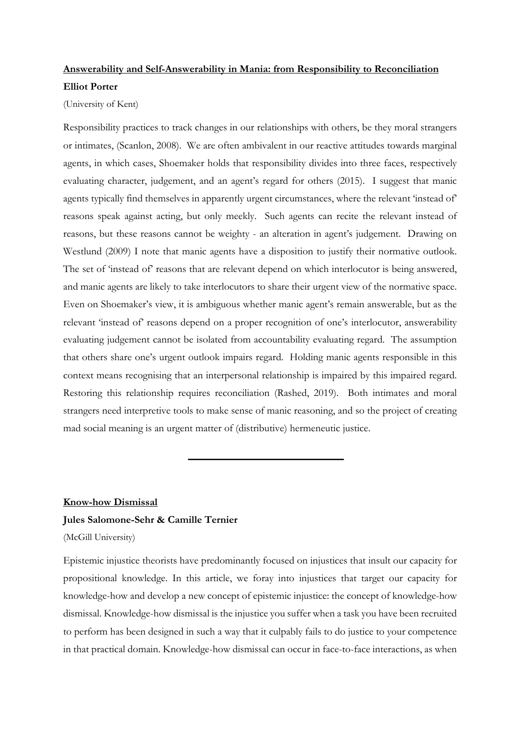**Answerability and Self-Answerability in Mania: from Responsibility to Reconciliation**

**Elliot Porter**

(University of Kent)

Responsibility practices to track changes in our relationships with others, be they moral strangers or intimates, (Scanlon, 2008). We are often ambivalent in our reactive attitudes towards marginal agents, in which cases, Shoemaker holds that responsibility divides into three faces, respectively evaluating character, judgement, and an agent's regard for others (2015). I suggest that manic agents typically find themselves in apparently urgent circumstances, where the relevant 'instead of' reasons speak against acting, but only meekly. Such agents can recite the relevant instead of reasons, but these reasons cannot be weighty - an alteration in agent's judgement. Drawing on Westlund (2009) I note that manic agents have a disposition to justify their normative outlook. The set of 'instead of' reasons that are relevant depend on which interlocutor is being answered, and manic agents are likely to take interlocutors to share their urgent view of the normative space. Even on Shoemaker's view, it is ambiguous whether manic agent's remain answerable, but as the relevant 'instead of' reasons depend on a proper recognition of one's interlocutor, answerability evaluating judgement cannot be isolated from accountability evaluating regard. The assumption that others share one's urgent outlook impairs regard. Holding manic agents responsible in this context means recognising that an interpersonal relationship is impaired by this impaired regard. Restoring this relationship requires reconciliation (Rashed, 2019). Both intimates and moral strangers need interpretive tools to make sense of manic reasoning, and so the project of creating mad social meaning is an urgent matter of (distributive) hermeneutic justice.

---

**Know-how Dismissal**

**Jules Salomone-Sehr & Camille Ternier**

(McGill University)

Epistemic injustice theorists have predominantly focused on injustices that insult our capacity for propositional knowledge. In this article, we foray into injustices that target our capacity for knowledge-how and develop a new concept of epistemic injustice: the concept of knowledge-how dismissal. Knowledge-how dismissal is the injustice you suffer when a task you have been recruited to perform has been designed in such a way that it culpably fails to do justice to your competence in that practical domain. Knowledge-how dismissal can occur in face-to-face interactions, as when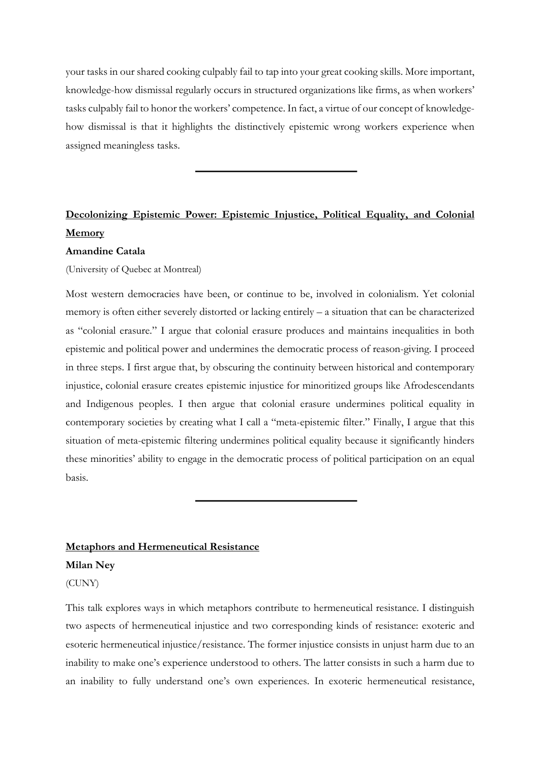your tasks in our shared cooking culpably fail to tap into your great cooking skills. More important, knowledge-how dismissal regularly occurs in structured organizations like firms, as when workers' tasks culpably fail to honor the workers' competence. In fact, a virtue of our concept of knowledge-how dismissal is that it highlights the distinctively epistemic wrong workers experience when assigned meaningless tasks.

---

## Decolonizing Epistemic Power: Epistemic Injustice, Political Equality, and Colonial Memory

**Amandine Catala**

(University of Quebec at Montreal)

Most western democracies have been, or continue to be, involved in colonialism. Yet colonial memory is often either severely distorted or lacking entirely – a situation that can be characterized as "colonial erasure." I argue that colonial erasure produces and maintains inequalities in both epistemic and political power and undermines the democratic process of reason-giving. I proceed in three steps. I first argue that, by obscuring the continuity between historical and contemporary injustice, colonial erasure creates epistemic injustice for minoritized groups like Afrodescendants and Indigenous peoples. I then argue that colonial erasure undermines political equality in contemporary societies by creating what I call a "meta-epistemic filter." Finally, I argue that this situation of meta-epistemic filtering undermines political equality because it significantly hinders these minorities' ability to engage in the democratic process of political participation on an equal basis.

---

## Metaphors and Hermeneutical Resistance

**Milan Ney**

(CUNY)

This talk explores ways in which metaphors contribute to hermeneutical resistance. I distinguish two aspects of hermeneutical injustice and two corresponding kinds of resistance: exoteric and esoteric hermeneutical injustice/resistance. The former injustice consists in unjust harm due to an inability to make one's experience understood to others. The latter consists in such a harm due to an inability to fully understand one's own experiences. In exoteric hermeneutical resistance,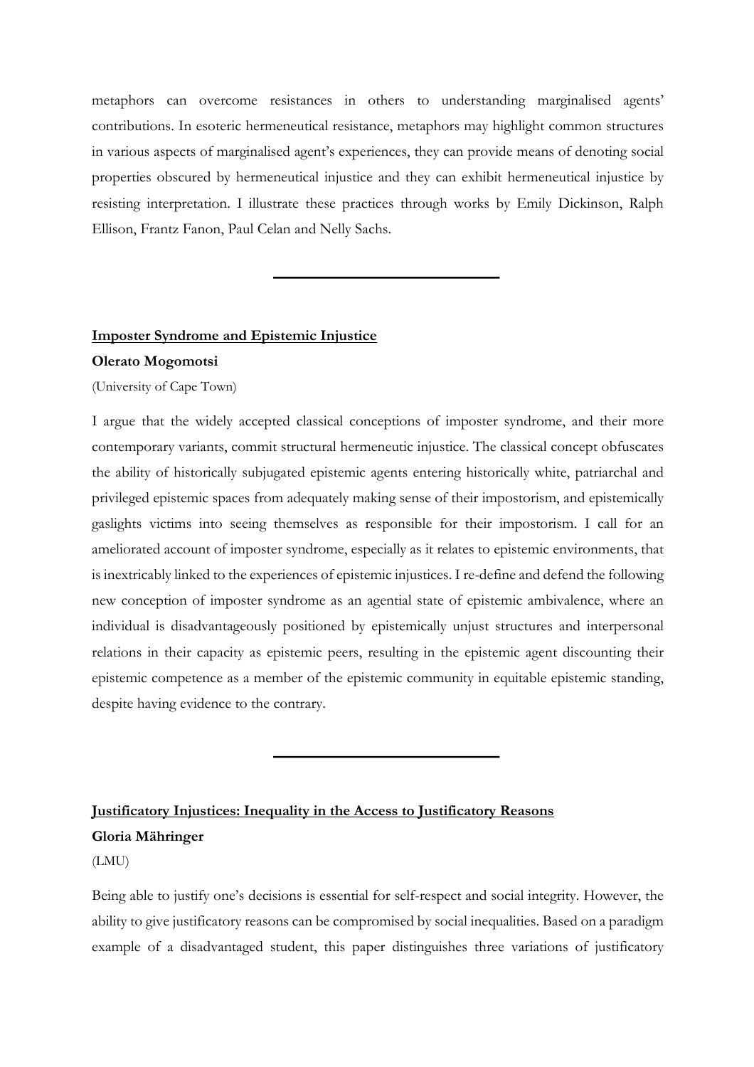metaphors can overcome resistances in others to understanding marginalised agents' contributions. In esoteric hermeneutical resistance, metaphors may highlight common structures in various aspects of marginalised agent's experiences, they can provide means of denoting social properties obscured by hermeneutical injustice and they can exhibit hermeneutical injustice by resisting interpretation. I illustrate these practices through works by Emily Dickinson, Ralph Ellison, Frantz Fanon, Paul Celan and Nelly Sachs.

---

**Imposter Syndrome and Epistemic Injustice**

**Olerato Mogomotsi**

(University of Cape Town)

I argue that the widely accepted classical conceptions of imposter syndrome, and their more contemporary variants, commit structural hermeneutic injustice. The classical concept obfuscates the ability of historically subjugated epistemic agents entering historically white, patriarchal and privileged epistemic spaces from adequately making sense of their impostorism, and epistemically gaslights victims into seeing themselves as responsible for their impostorism. I call for an ameliorated account of imposter syndrome, especially as it relates to epistemic environments, that is inextricably linked to the experiences of epistemic injustices. I re-define and defend the following new conception of imposter syndrome as an agential state of epistemic ambivalence, where an individual is disadvantageously positioned by epistemically unjust structures and interpersonal relations in their capacity as epistemic peers, resulting in the epistemic agent discounting their epistemic competence as a member of the epistemic community in equitable epistemic standing, despite having evidence to the contrary.

---

**Justificatory Injustices: Inequality in the Access to Justificatory Reasons**

**Gloria Mähringer**

(LMU)

Being able to justify one's decisions is essential for self-respect and social integrity. However, the ability to give justificatory reasons can be compromised by social inequalities. Based on a paradigm example of a disadvantaged student, this paper distinguishes three variations of justificatory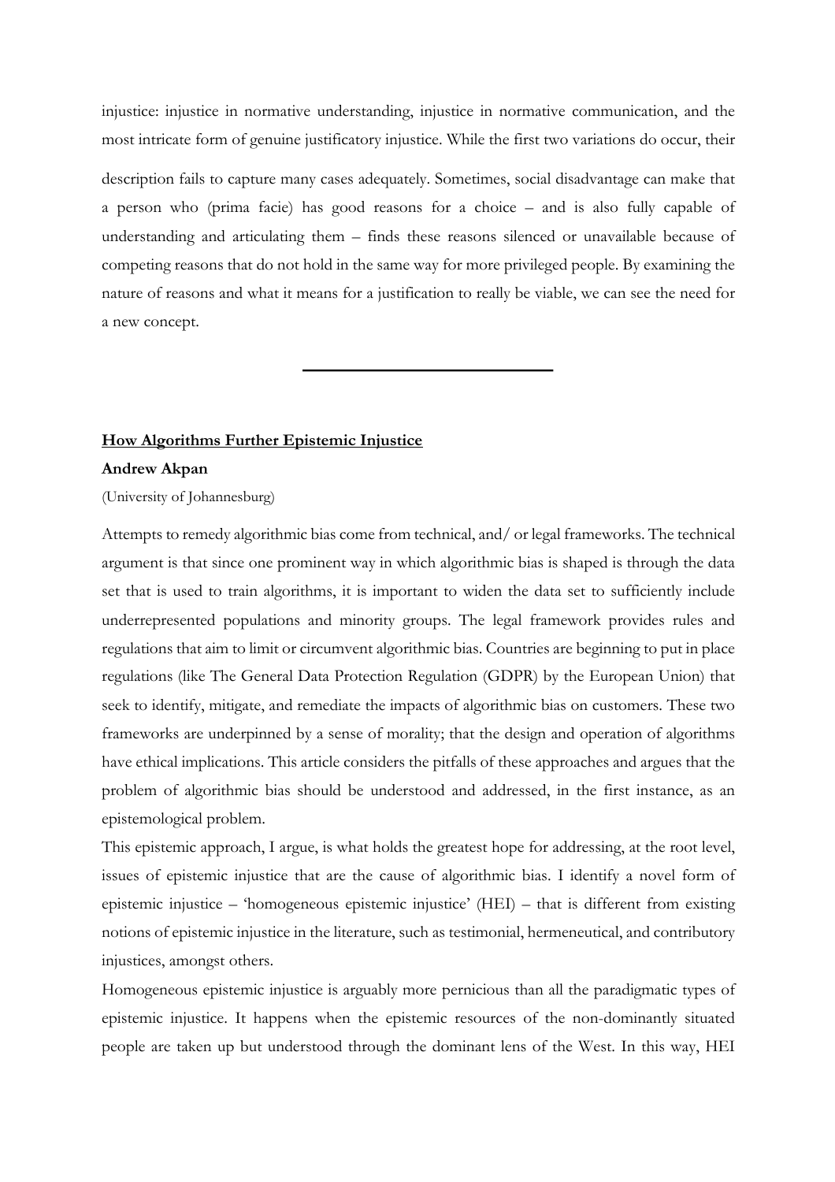injustice: injustice in normative understanding, injustice in normative communication, and the most intricate form of genuine justificatory injustice. While the first two variations do occur, their description fails to capture many cases adequately. Sometimes, social disadvantage can make that a person who (prima facie) has good reasons for a choice – and is also fully capable of understanding and articulating them – finds these reasons silenced or unavailable because of competing reasons that do not hold in the same way for more privileged people. By examining the nature of reasons and what it means for a justification to really be viable, we can see the need for a new concept.

---

## How Algorithms Further Epistemic Injustice

**Andrew Akpan**

(University of Johannesburg)

Attempts to remedy algorithmic bias come from technical, and/ or legal frameworks. The technical argument is that since one prominent way in which algorithmic bias is shaped is through the data set that is used to train algorithms, it is important to widen the data set to sufficiently include underrepresented populations and minority groups. The legal framework provides rules and regulations that aim to limit or circumvent algorithmic bias. Countries are beginning to put in place regulations (like The General Data Protection Regulation (GDPR) by the European Union) that seek to identify, mitigate, and remediate the impacts of algorithmic bias on customers. These two frameworks are underpinned by a sense of morality; that the design and operation of algorithms have ethical implications. This article considers the pitfalls of these approaches and argues that the problem of algorithmic bias should be understood and addressed, in the first instance, as an epistemological problem.

This epistemic approach, I argue, is what holds the greatest hope for addressing, at the root level, issues of epistemic injustice that are the cause of algorithmic bias. I identify a novel form of epistemic injustice – 'homogeneous epistemic injustice' (HEI) – that is different from existing notions of epistemic injustice in the literature, such as testimonial, hermeneutical, and contributory injustices, amongst others.

Homogeneous epistemic injustice is arguably more pernicious than all the paradigmatic types of epistemic injustice. It happens when the epistemic resources of the non-dominantly situated people are taken up but understood through the dominant lens of the West. In this way, HEI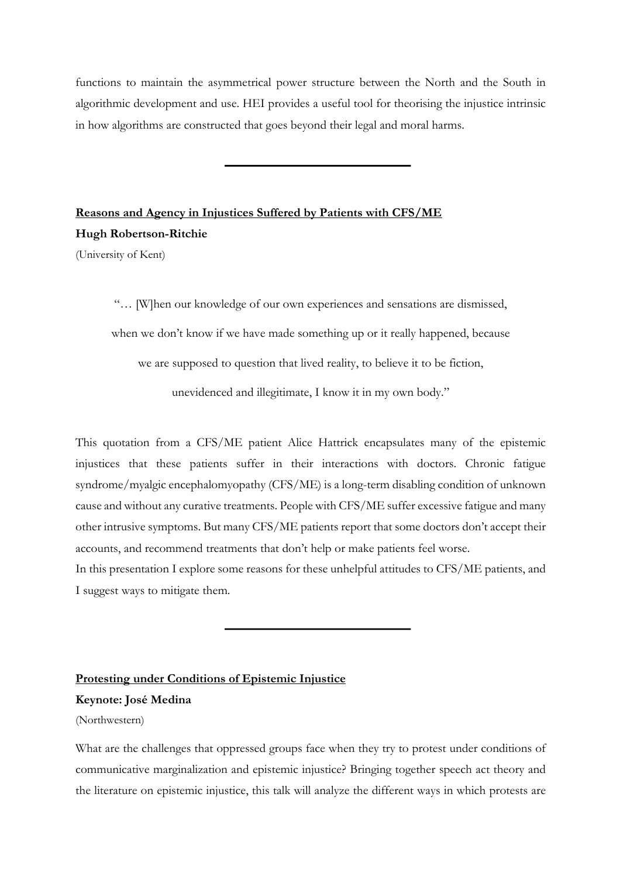functions to maintain the asymmetrical power structure between the North and the South in algorithmic development and use. HEI provides a useful tool for theorising the injustice intrinsic in how algorithms are constructed that goes beyond their legal and moral harms.

---

**<u>Reasons and Agency in Injustices Suffered by Patients with CFS/ME</u>**

**Hugh Robertson-Ritchie**

(University of Kent)

> "… [W]hen our knowledge of our own experiences and sensations are dismissed, when we don't know if we have made something up or it really happened, because we are supposed to question that lived reality, to believe it to be fiction, unevidenced and illegitimate, I know it in my own body."

This quotation from a CFS/ME patient Alice Hattrick encapsulates many of the epistemic injustices that these patients suffer in their interactions with doctors. Chronic fatigue syndrome/myalgic encephalomyopathy (CFS/ME) is a long-term disabling condition of unknown cause and without any curative treatments. People with CFS/ME suffer excessive fatigue and many other intrusive symptoms. But many CFS/ME patients report that some doctors don't accept their accounts, and recommend treatments that don't help or make patients feel worse.

In this presentation I explore some reasons for these unhelpful attitudes to CFS/ME patients, and I suggest ways to mitigate them.

---

**<u>Protesting under Conditions of Epistemic Injustice</u>**

**Keynote: José Medina**

(Northwestern)

What are the challenges that oppressed groups face when they try to protest under conditions of communicative marginalization and epistemic injustice? Bringing together speech act theory and the literature on epistemic injustice, this talk will analyze the different ways in which protests are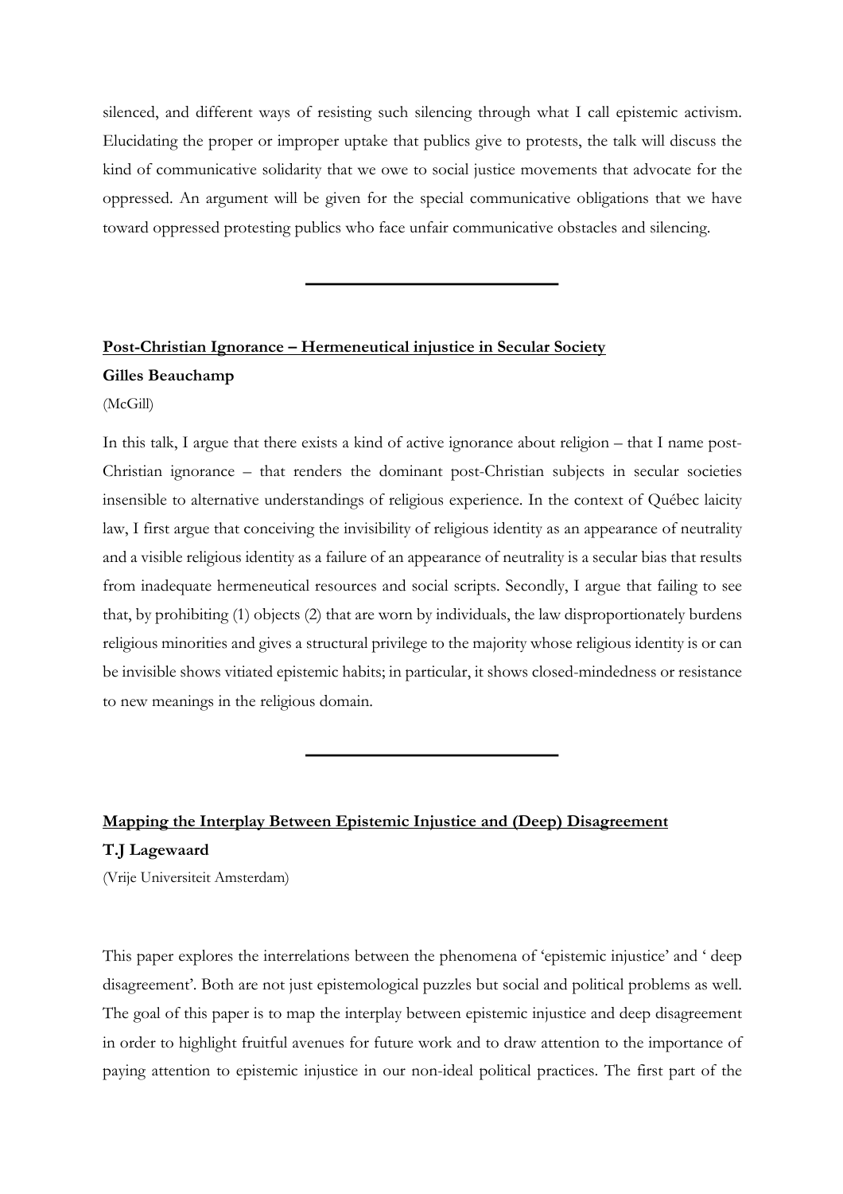silenced, and different ways of resisting such silencing through what I call epistemic activism. Elucidating the proper or improper uptake that publics give to protests, the talk will discuss the kind of communicative solidarity that we owe to social justice movements that advocate for the oppressed. An argument will be given for the special communicative obligations that we have toward oppressed protesting publics who face unfair communicative obstacles and silencing.

---

**Post-Christian Ignorance – Hermeneutical injustice in Secular Society**

**Gilles Beauchamp**

(McGill)

In this talk, I argue that there exists a kind of active ignorance about religion – that I name post-Christian ignorance – that renders the dominant post-Christian subjects in secular societies insensible to alternative understandings of religious experience. In the context of Québec laicity law, I first argue that conceiving the invisibility of religious identity as an appearance of neutrality and a visible religious identity as a failure of an appearance of neutrality is a secular bias that results from inadequate hermeneutical resources and social scripts. Secondly, I argue that failing to see that, by prohibiting (1) objects (2) that are worn by individuals, the law disproportionately burdens religious minorities and gives a structural privilege to the majority whose religious identity is or can be invisible shows vitiated epistemic habits; in particular, it shows closed-mindedness or resistance to new meanings in the religious domain.

---

**Mapping the Interplay Between Epistemic Injustice and (Deep) Disagreement**

**T.J Lagewaard**

(Vrije Universiteit Amsterdam)

This paper explores the interrelations between the phenomena of 'epistemic injustice' and ' deep disagreement'. Both are not just epistemological puzzles but social and political problems as well. The goal of this paper is to map the interplay between epistemic injustice and deep disagreement in order to highlight fruitful avenues for future work and to draw attention to the importance of paying attention to epistemic injustice in our non-ideal political practices. The first part of the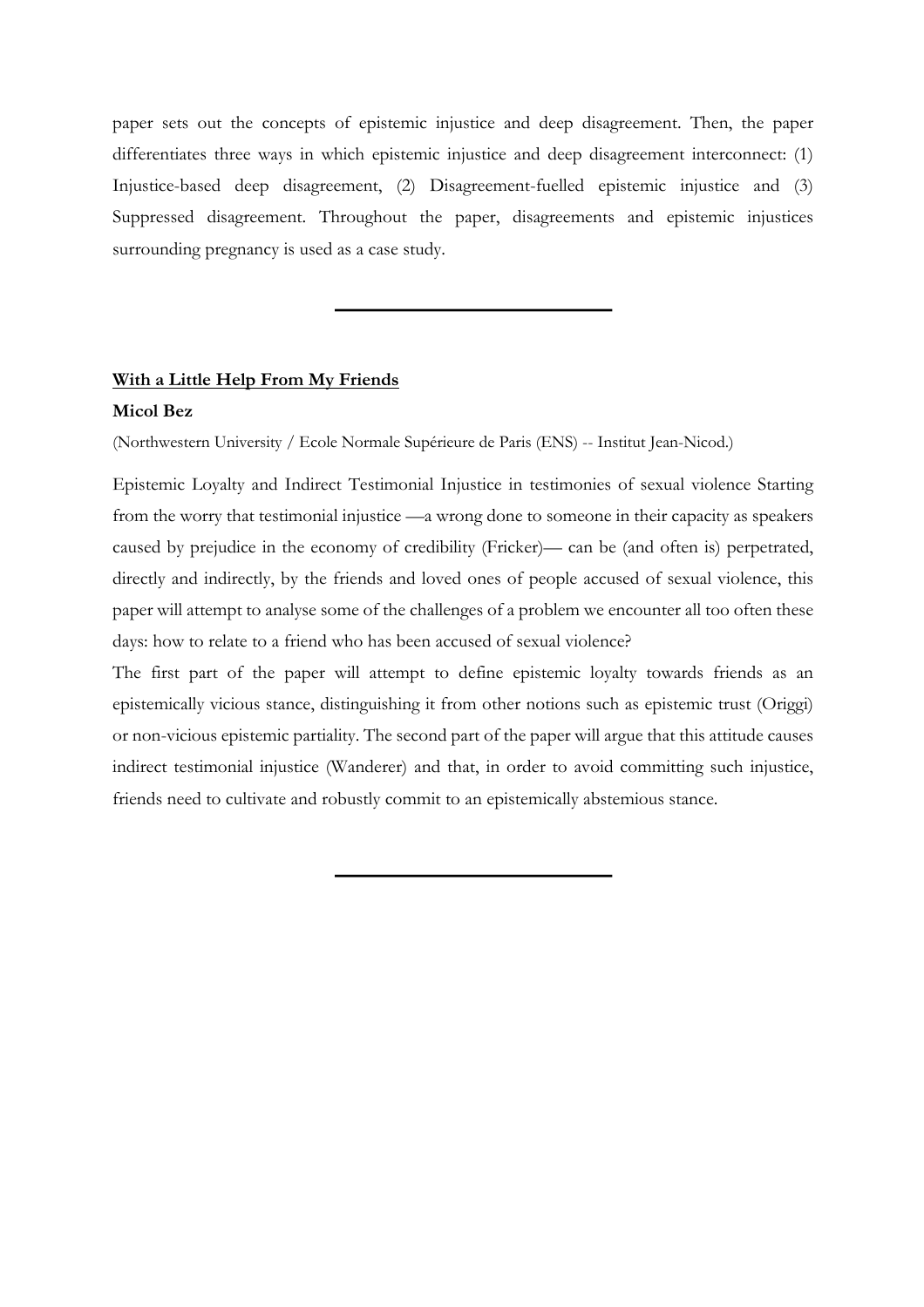paper sets out the concepts of epistemic injustice and deep disagreement. Then, the paper differentiates three ways in which epistemic injustice and deep disagreement interconnect: (1) Injustice-based deep disagreement, (2) Disagreement-fuelled epistemic injustice and (3) Suppressed disagreement. Throughout the paper, disagreements and epistemic injustices surrounding pregnancy is used as a case study.

---

**With a Little Help From My Friends**

**Micol Bez**

(Northwestern University / Ecole Normale Supérieure de Paris (ENS) -- Institut Jean-Nicod.)

Epistemic Loyalty and Indirect Testimonial Injustice in testimonies of sexual violence Starting from the worry that testimonial injustice —a wrong done to someone in their capacity as speakers caused by prejudice in the economy of credibility (Fricker)— can be (and often is) perpetrated, directly and indirectly, by the friends and loved ones of people accused of sexual violence, this paper will attempt to analyse some of the challenges of a problem we encounter all too often these days: how to relate to a friend who has been accused of sexual violence?

The first part of the paper will attempt to define epistemic loyalty towards friends as an epistemically vicious stance, distinguishing it from other notions such as epistemic trust (Origgi) or non-vicious epistemic partiality. The second part of the paper will argue that this attitude causes indirect testimonial injustice (Wanderer) and that, in order to avoid committing such injustice, friends need to cultivate and robustly commit to an epistemically abstemious stance.

---